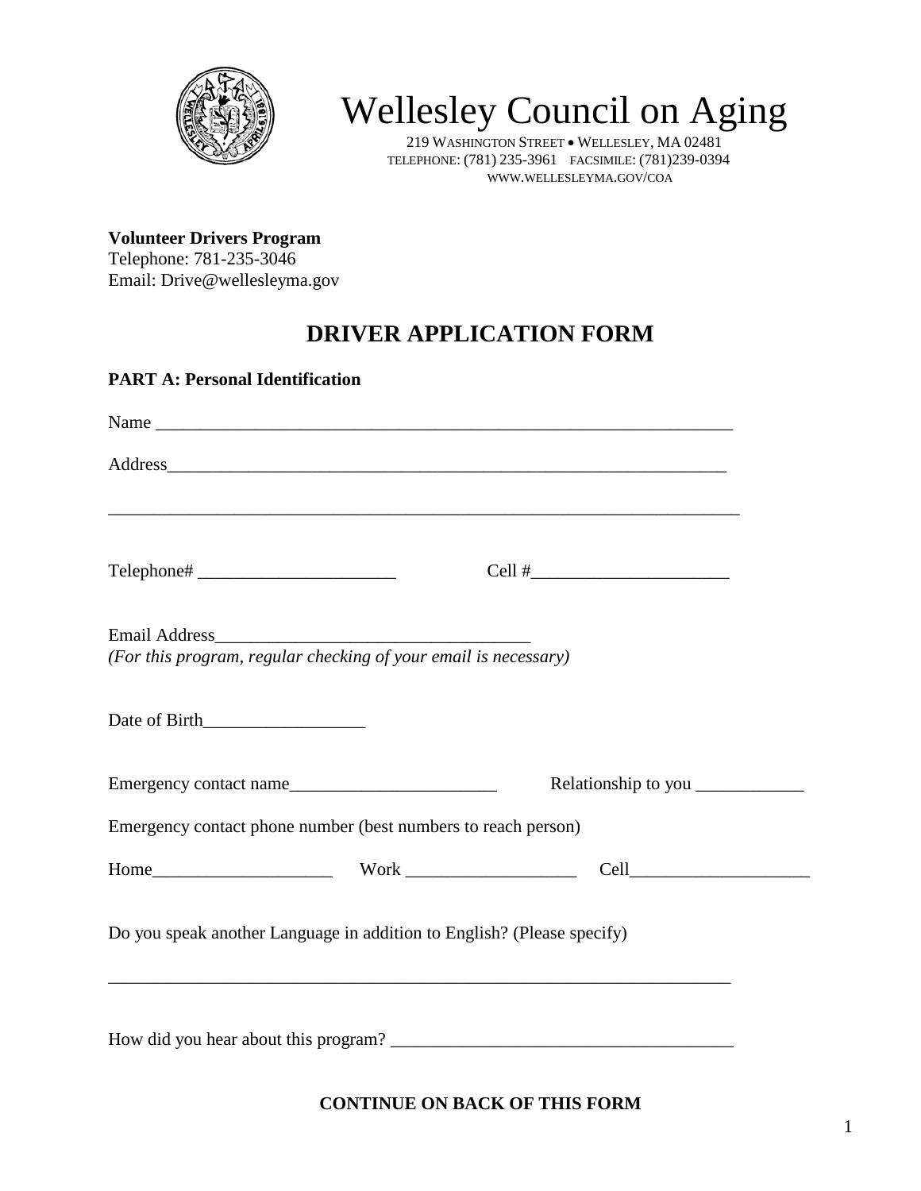# Wellesley Council on Aging

219 WASHINGTON STREET • WELLESLEY, MA 02481
TELEPHONE: (781) 235-3961 FACSIMILE: (781)239-0394
WWW.WELLESLEYMA.GOV/COA

**Volunteer Drivers Program**
Telephone: 781-235-3046
Email: Drive@wellesleyma.gov

## DRIVER APPLICATION FORM

**PART A: Personal Identification**

Name ___________________________________________________________________

Address_________________________________________________________________

_______________________________________________________________________

Telephone# ______________________ Cell #______________________

Email Address___________________________________
*(For this program, regular checking of your email is necessary)*

Date of Birth__________________

Emergency contact name_______________________ Relationship to you ____________

Emergency contact phone number (best numbers to reach person)

Home____________________ Work ___________________ Cell____________________

Do you speak another Language in addition to English? (Please specify)

_______________________________________________________________________

How did you hear about this program? ______________________________________

**CONTINUE ON BACK OF THIS FORM**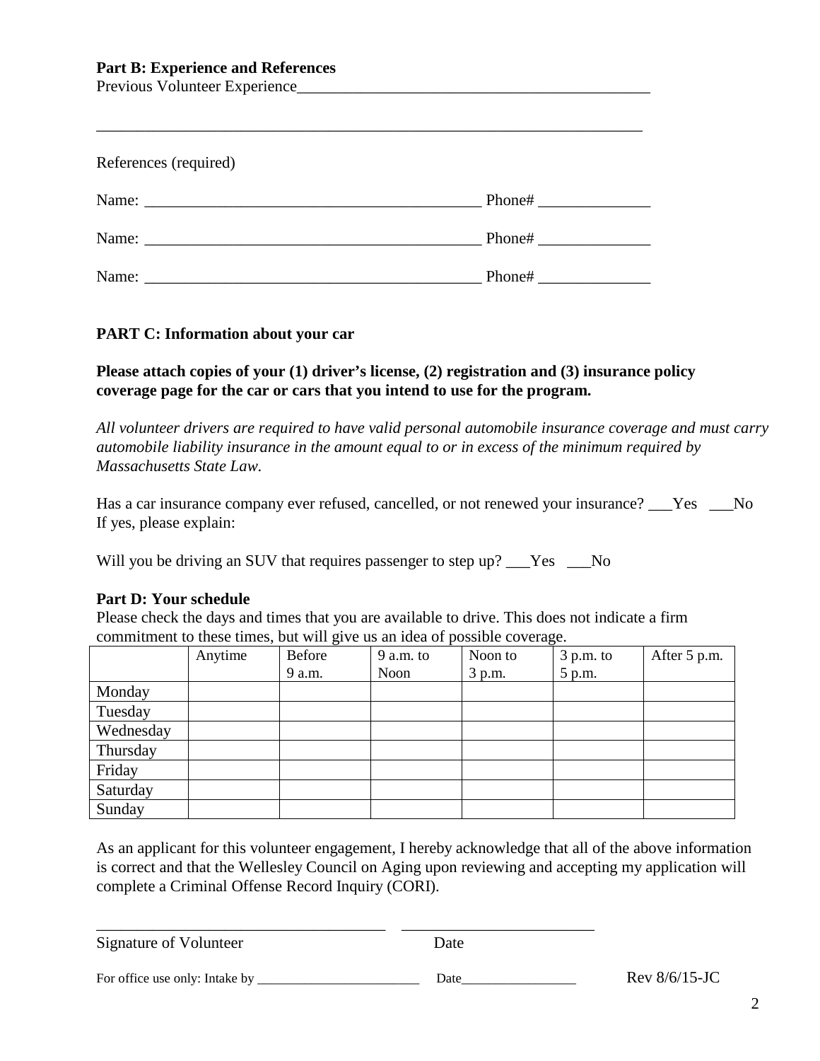**Part B: Experience and References**

Previous Volunteer Experience_____________________________________________

______________________________________________________________________

References (required)

Name: ___________________________________________ Phone# ______________

Name: ___________________________________________ Phone# ______________

Name: ___________________________________________ Phone# ______________

**PART C: Information about your car**

**Please attach copies of your (1) driver's license, (2) registration and (3) insurance policy coverage page for the car or cars that you intend to use for the program.**

*All volunteer drivers are required to have valid personal automobile insurance coverage and must carry automobile liability insurance in the amount equal to or in excess of the minimum required by Massachusetts State Law.*

Has a car insurance company ever refused, cancelled, or not renewed your insurance? ___Yes ___No
If yes, please explain:

Will you be driving an SUV that requires passenger to step up? ___Yes ___No

**Part D: Your schedule**

Please check the days and times that you are available to drive. This does not indicate a firm commitment to these times, but will give us an idea of possible coverage.

| | Anytime | Before 9 a.m. | 9 a.m. to Noon | Noon to 3 p.m. | 3 p.m. to 5 p.m. | After 5 p.m. |
|---|---|---|---|---|---|---|
| Monday | | | | | | |
| Tuesday | | | | | | |
| Wednesday | | | | | | |
| Thursday | | | | | | |
| Friday | | | | | | |
| Saturday | | | | | | |
| Sunday | | | | | | |

As an applicant for this volunteer engagement, I hereby acknowledge that all of the above information is correct and that the Wellesley Council on Aging upon reviewing and accepting my application will complete a Criminal Offense Record Inquiry (CORI).

_____________________________________ _________________________

Signature of Volunteer Date

For office use only: Intake by ________________________ Date_________________ Rev 8/6/15-JC